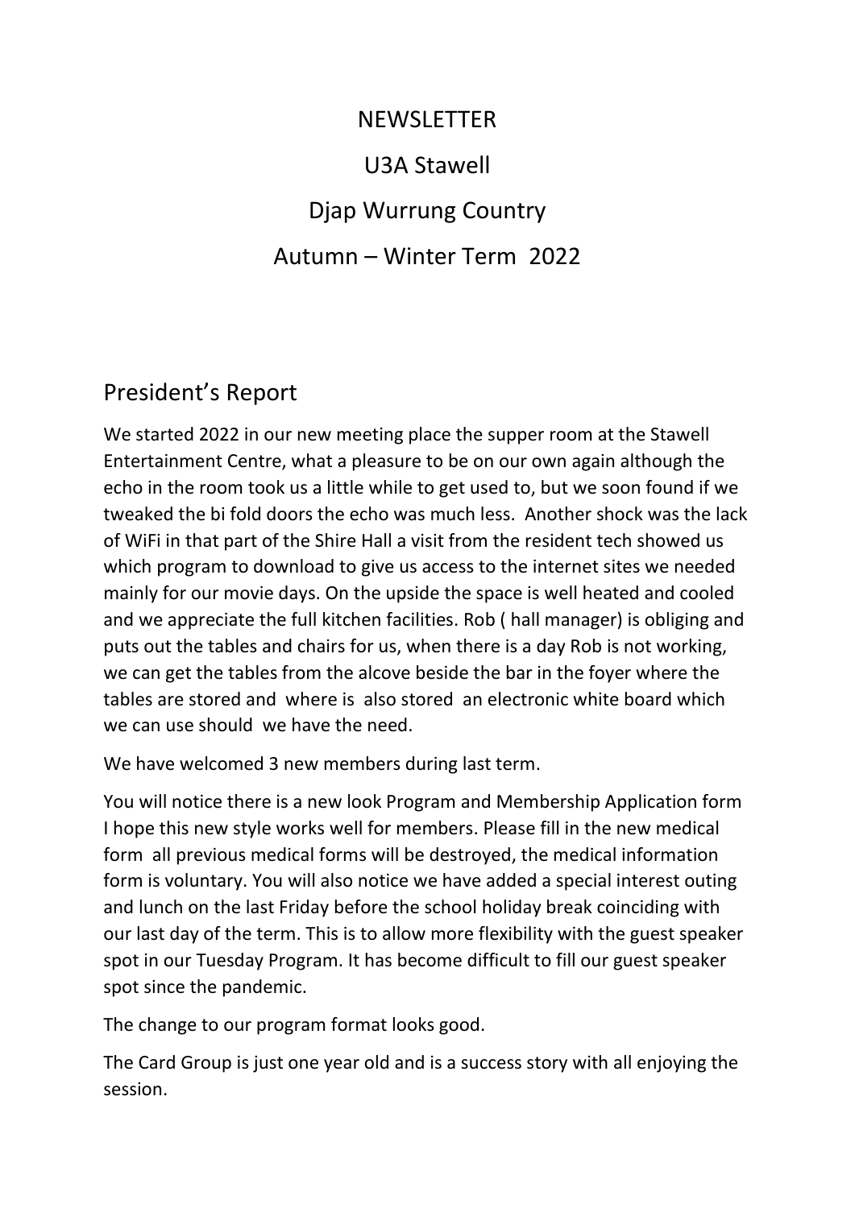# NEWSLETTER

# U3A Stawell

# Djap Wurrung Country

# Autumn – Winter Term 2022

## President's Report

We started 2022 in our new meeting place the supper room at the Stawell Entertainment Centre, what a pleasure to be on our own again although the echo in the room took us a little while to get used to, but we soon found if we tweaked the bi fold doors the echo was much less. Another shock was the lack of WiFi in that part of the Shire Hall a visit from the resident tech showed us which program to download to give us access to the internet sites we needed mainly for our movie days. On the upside the space is well heated and cooled and we appreciate the full kitchen facilities. Rob ( hall manager) is obliging and puts out the tables and chairs for us, when there is a day Rob is not working, we can get the tables from the alcove beside the bar in the foyer where the tables are stored and where is also stored an electronic white board which we can use should we have the need.

We have welcomed 3 new members during last term.

You will notice there is a new look Program and Membership Application form I hope this new style works well for members. Please fill in the new medical form all previous medical forms will be destroyed, the medical information form is voluntary. You will also notice we have added a special interest outing and lunch on the last Friday before the school holiday break coinciding with our last day of the term. This is to allow more flexibility with the guest speaker spot in our Tuesday Program. It has become difficult to fill our guest speaker spot since the pandemic.

The change to our program format looks good.

The Card Group is just one year old and is a success story with all enjoying the session.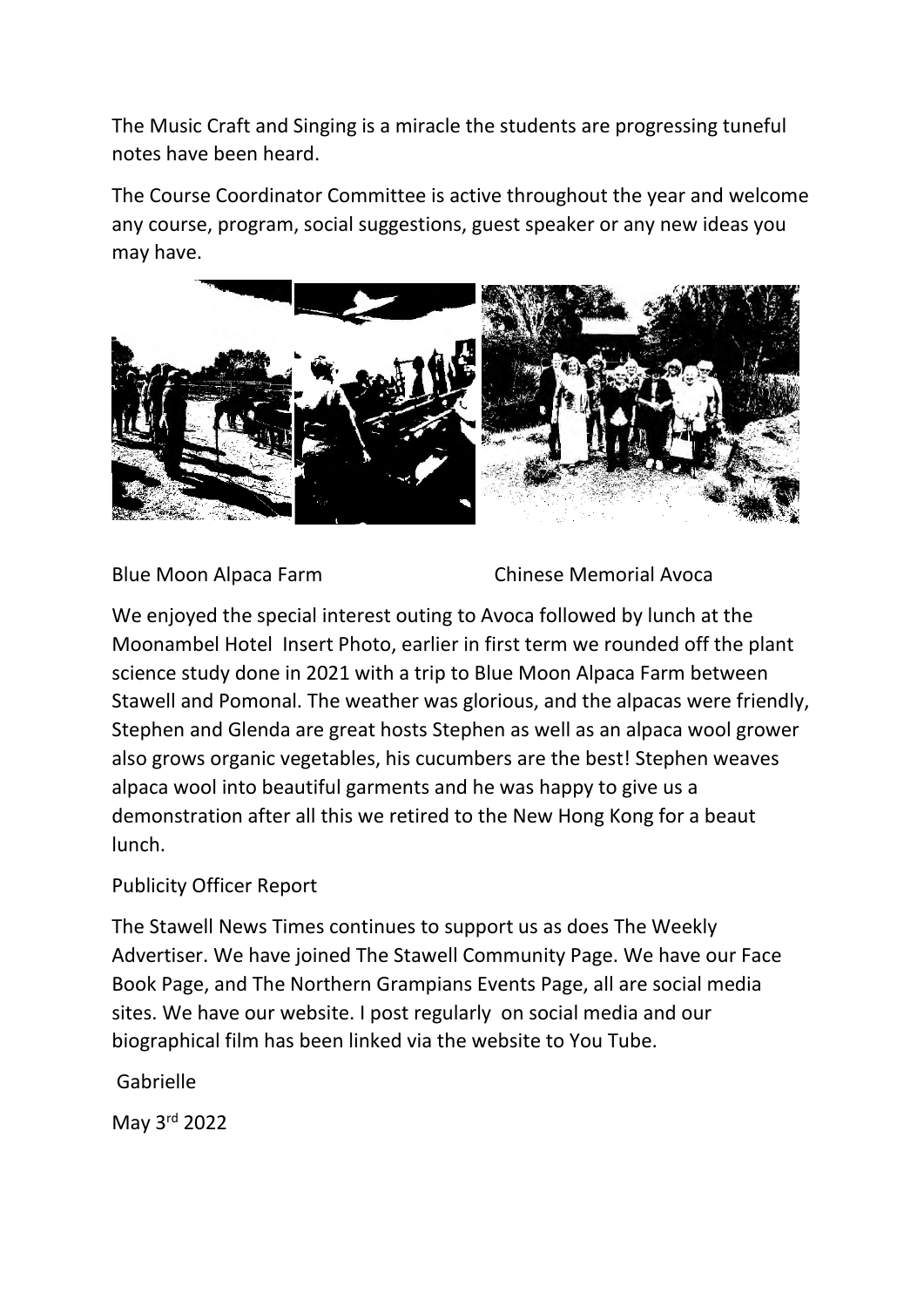The Music Craft and Singing is a miracle the students are progressing tuneful notes have been heard.

The Course Coordinator Committee is active throughout the year and welcome any course, program, social suggestions, guest speaker or any new ideas you may have.

Blue Moon Alpaca Farm Chinese Memorial Avoca

We enjoyed the special interest outing to Avoca followed by lunch at the Moonambel Hotel Insert Photo, earlier in first term we rounded off the plant science study done in 2021 with a trip to Blue Moon Alpaca Farm between Stawell and Pomonal. The weather was glorious, and the alpacas were friendly, Stephen and Glenda are great hosts Stephen as well as an alpaca wool grower also grows organic vegetables, his cucumbers are the best! Stephen weaves alpaca wool into beautiful garments and he was happy to give us a demonstration after all this we retired to the New Hong Kong for a beaut lunch.

Publicity Officer Report

The Stawell News Times continues to support us as does The Weekly Advertiser. We have joined The Stawell Community Page. We have our Face Book Page, and The Northern Grampians Events Page, all are social media sites. We have our website. I post regularly on social media and our biographical film has been linked via the website to You Tube.

Gabrielle

May 3rd 2022